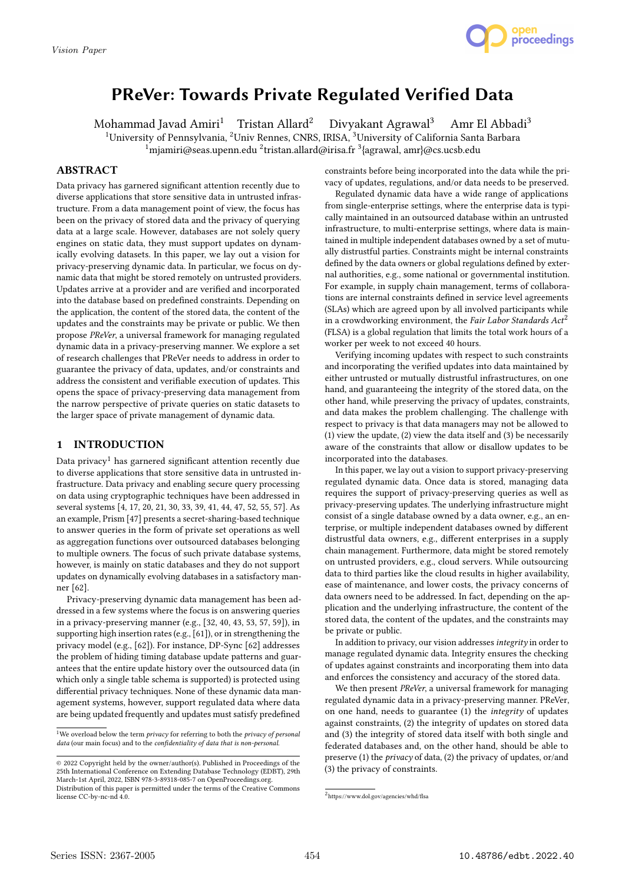Vision Paper

# PReVer: Towards Private Regulated Verified Data

Mohammad Javad Amiri[1] Tristan Allard[2] Divyakant Agrawal[3] Amr El Abbadi[3]

[1]University of Pennsylvania, [2]Univ Rennes, CNRS, IRISA, [3]University of California Santa Barbara

[1]mjamiri@seas.upenn.edu [2]tristan.allard@irisa.fr [3]{agrawal, amr}@cs.ucsb.edu

## ABSTRACT

Data privacy has garnered significant attention recently due to diverse applications that store sensitive data in untrusted infrastructure. From a data management point of view, the focus has been on the privacy of stored data and the privacy of querying data at a large scale. However, databases are not solely query engines on static data, they must support updates on dynamically evolving datasets. In this paper, we lay out a vision for privacy-preserving dynamic data. In particular, we focus on dynamic data that might be stored remotely on untrusted providers. Updates arrive at a provider and are verified and incorporated into the database based on predefined constraints. Depending on the application, the content of the stored data, the content of the updates and the constraints may be private or public. We then propose *PReVer*, a universal framework for managing regulated dynamic data in a privacy-preserving manner. We explore a set of research challenges that PReVer needs to address in order to guarantee the privacy of data, updates, and/or constraints and address the consistent and verifiable execution of updates. This opens the space of privacy-preserving data management from the narrow perspective of private queries on static datasets to the larger space of private management of dynamic data.

## 1 INTRODUCTION

Data privacy[1] has garnered significant attention recently due to diverse applications that store sensitive data in untrusted infrastructure. Data privacy and enabling secure query processing on data using cryptographic techniques have been addressed in several systems [4, 17, 20, 21, 30, 33, 39, 41, 44, 47, 52, 55, 57]. As an example, Prism [47] presents a secret-sharing-based technique to answer queries in the form of private set operations as well as aggregation functions over outsourced databases belonging to multiple owners. The focus of such private database systems, however, is mainly on static databases and they do not support updates on dynamically evolving databases in a satisfactory manner [62].

Privacy-preserving dynamic data management has been addressed in a few systems where the focus is on answering queries in a privacy-preserving manner (e.g., [32, 40, 43, 53, 57, 59]), in supporting high insertion rates (e.g., [61]), or in strengthening the privacy model (e.g., [62]). For instance, DP-Sync [62] addresses the problem of hiding timing database update patterns and guarantees that the entire update history over the outsourced data (in which only a single table schema is supported) is protected using differential privacy techniques. None of these dynamic data management systems, however, support regulated data where data are being updated frequently and updates must satisfy predefined constraints before being incorporated into the data while the privacy of updates, regulations, and/or data needs to be preserved.

Regulated dynamic data have a wide range of applications from single-enterprise settings, where the enterprise data is typically maintained in an outsourced database within an untrusted infrastructure, to multi-enterprise settings, where data is maintained in multiple independent databases owned by a set of mutually distrustful parties. Constraints might be internal constraints defined by the data owners or global regulations defined by external authorities, e.g., some national or governmental institution. For example, in supply chain management, terms of collaborations are internal constraints defined in service level agreements (SLAs) which are agreed upon by all involved participants while in a crowdworking environment, the *Fair Labor Standards Act*[2] (FLSA) is a global regulation that limits the total work hours of a worker per week to not exceed 40 hours.

Verifying incoming updates with respect to such constraints and incorporating the verified updates into data maintained by either untrusted or mutually distrustful infrastructures, on one hand, and guaranteeing the integrity of the stored data, on the other hand, while preserving the privacy of updates, constraints, and data makes the problem challenging. The challenge with respect to privacy is that data managers may not be allowed to (1) view the update, (2) view the data itself and (3) be necessarily aware of the constraints that allow or disallow updates to be incorporated into the databases.

In this paper, we lay out a vision to support privacy-preserving regulated dynamic data. Once data is stored, managing data requires the support of privacy-preserving queries as well as privacy-preserving updates. The underlying infrastructure might consist of a single database owned by a data owner, e.g., an enterprise, or multiple independent databases owned by different distrustful data owners, e.g., different enterprises in a supply chain management. Furthermore, data might be stored remotely on untrusted providers, e.g., cloud servers. While outsourcing data to third parties like the cloud results in higher availability, ease of maintenance, and lower costs, the privacy concerns of data owners need to be addressed. In fact, depending on the application and the underlying infrastructure, the content of the stored data, the content of the updates, and the constraints may be private or public.

In addition to privacy, our vision addresses *integrity* in order to manage regulated dynamic data. Integrity ensures the checking of updates against constraints and incorporating them into data and enforces the consistency and accuracy of the stored data.

We then present *PReVer*, a universal framework for managing regulated dynamic data in a privacy-preserving manner. PReVer, on one hand, needs to guarantee (1) the *integrity* of updates against constraints, (2) the integrity of updates on stored data and (3) the integrity of stored data itself with both single and federated databases and, on the other hand, should be able to preserve (1) the *privacy* of data, (2) the privacy of updates, or/and (3) the privacy of constraints.

[1]We overload below the term *privacy* for referring to both the *privacy of personal data* (our main focus) and to the *confidentiality of data that is non-personal.*

[2]https://www.dol.gov/agencies/whd/flsa

© 2022 Copyright held by the owner/author(s). Published in Proceedings of the 25th International Conference on Extending Database Technology (EDBT), 29th March-1st April, 2022, ISBN 978-3-89318-085-7 on OpenProceedings.org. Distribution of this paper is permitted under the terms of the Creative Commons license CC-by-nc-nd 4.0.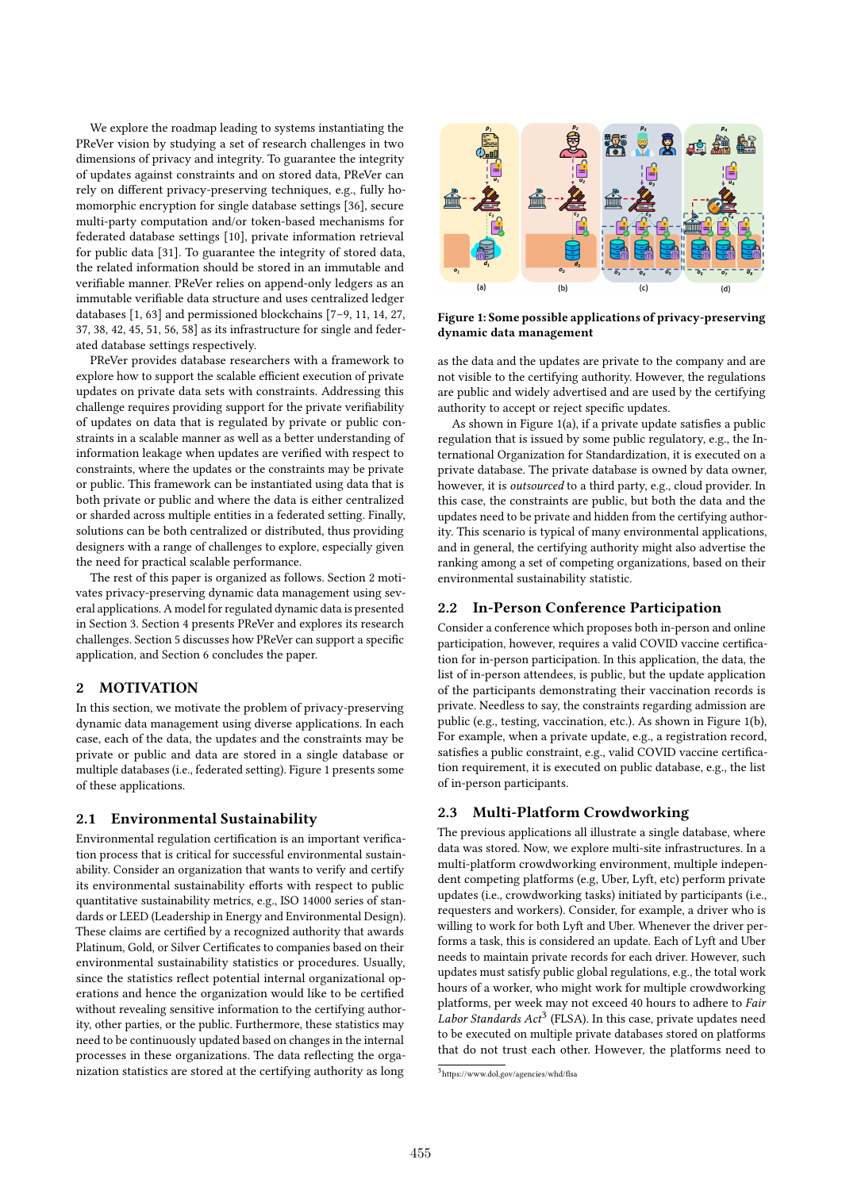We explore the roadmap leading to systems instantiating the PReVer vision by studying a set of research challenges in two dimensions of privacy and integrity. To guarantee the integrity of updates against constraints and on stored data, PReVer can rely on different privacy-preserving techniques, e.g., fully homomorphic encryption for single database settings [36], secure multi-party computation and/or token-based mechanisms for federated database settings [10], private information retrieval for public data [31]. To guarantee the integrity of stored data, the related information should be stored in an immutable and verifiable manner. PReVer relies on append-only ledgers as an immutable verifiable data structure and uses centralized ledger databases [1, 63] and permissioned blockchains [7–9, 11, 14, 27, 37, 38, 42, 45, 51, 56, 58] as its infrastructure for single and federated database settings respectively.

PReVer provides database researchers with a framework to explore how to support the scalable efficient execution of private updates on private data sets with constraints. Addressing this challenge requires providing support for the private verifiability of updates on data that is regulated by private or public constraints in a scalable manner as well as a better understanding of information leakage when updates are verified with respect to constraints, where the updates or the constraints may be private or public. This framework can be instantiated using data that is both private or public and where the data is either centralized or sharded across multiple entities in a federated setting. Finally, solutions can be both centralized or distributed, thus providing designers with a range of challenges to explore, especially given the need for practical scalable performance.

The rest of this paper is organized as follows. Section 2 motivates privacy-preserving dynamic data management using several applications. A model for regulated dynamic data is presented in Section 3. Section 4 presents PReVer and explores its research challenges. Section 5 discusses how PReVer can support a specific application, and Section 6 concludes the paper.

## 2 MOTIVATION

In this section, we motivate the problem of privacy-preserving dynamic data management using diverse applications. In each case, each of the data, the updates and the constraints may be private or public and data are stored in a single database or multiple databases (i.e., federated setting). Figure 1 presents some of these applications.

### 2.1 Environmental Sustainability

Environmental regulation certification is an important verification process that is critical for successful environmental sustainability. Consider an organization that wants to verify and certify its environmental sustainability efforts with respect to public quantitative sustainability metrics, e.g., ISO 14000 series of standards or LEED (Leadership in Energy and Environmental Design). These claims are certified by a recognized authority that awards Platinum, Gold, or Silver Certificates to companies based on their environmental sustainability statistics or procedures. Usually, since the statistics reflect potential internal organizational operations and hence the organization would like to be certified without revealing sensitive information to the certifying authority, other parties, or the public. Furthermore, these statistics may need to be continuously updated based on changes in the internal processes in these organizations. The data reflecting the organization statistics are stored at the certifying authority as long as the data and the updates are private to the company and are not visible to the certifying authority. However, the regulations are public and widely advertised and are used by the certifying authority to accept or reject specific updates.

**Figure 1: Some possible applications of privacy-preserving dynamic data management**

As shown in Figure 1(a), if a private update satisfies a public regulation that is issued by some public regulatory, e.g., the International Organization for Standardization, it is executed on a private database. The private database is owned by data owner, however, it is *outsourced* to a third party, e.g., cloud provider. In this case, the constraints are public, but both the data and the updates need to be private and hidden from the certifying authority. This scenario is typical of many environmental applications, and in general, the certifying authority might also advertise the ranking among a set of competing organizations, based on their environmental sustainability statistic.

### 2.2 In-Person Conference Participation

Consider a conference which proposes both in-person and online participation, however, requires a valid COVID vaccine certification for in-person participation. In this application, the data, the list of in-person attendees, is public, but the update application of the participants demonstrating their vaccination records is private. Needless to say, the constraints regarding admission are public (e.g., testing, vaccination, etc.). As shown in Figure 1(b), For example, when a private update, e.g., a registration record, satisfies a public constraint, e.g., valid COVID vaccine certification requirement, it is executed on public database, e.g., the list of in-person participants.

### 2.3 Multi-Platform Crowdworking

The previous applications all illustrate a single database, where data was stored. Now, we explore multi-site infrastructures. In a multi-platform crowdworking environment, multiple independent competing platforms (e.g, Uber, Lyft, etc) perform private updates (i.e., crowdworking tasks) initiated by participants (i.e., requesters and workers). Consider, for example, a driver who is willing to work for both Lyft and Uber. Whenever the driver performs a task, this is considered an update. Each of Lyft and Uber needs to maintain private records for each driver. However, such updates must satisfy public global regulations, e.g., the total work hours of a worker, who might work for multiple crowdworking platforms, per week may not exceed 40 hours to adhere to *Fair Labor Standards Act*[3] (FLSA). In this case, private updates need to be executed on multiple private databases stored on platforms that do not trust each other. However, the platforms need to

[3] https://www.dol.gov/agencies/whd/flsa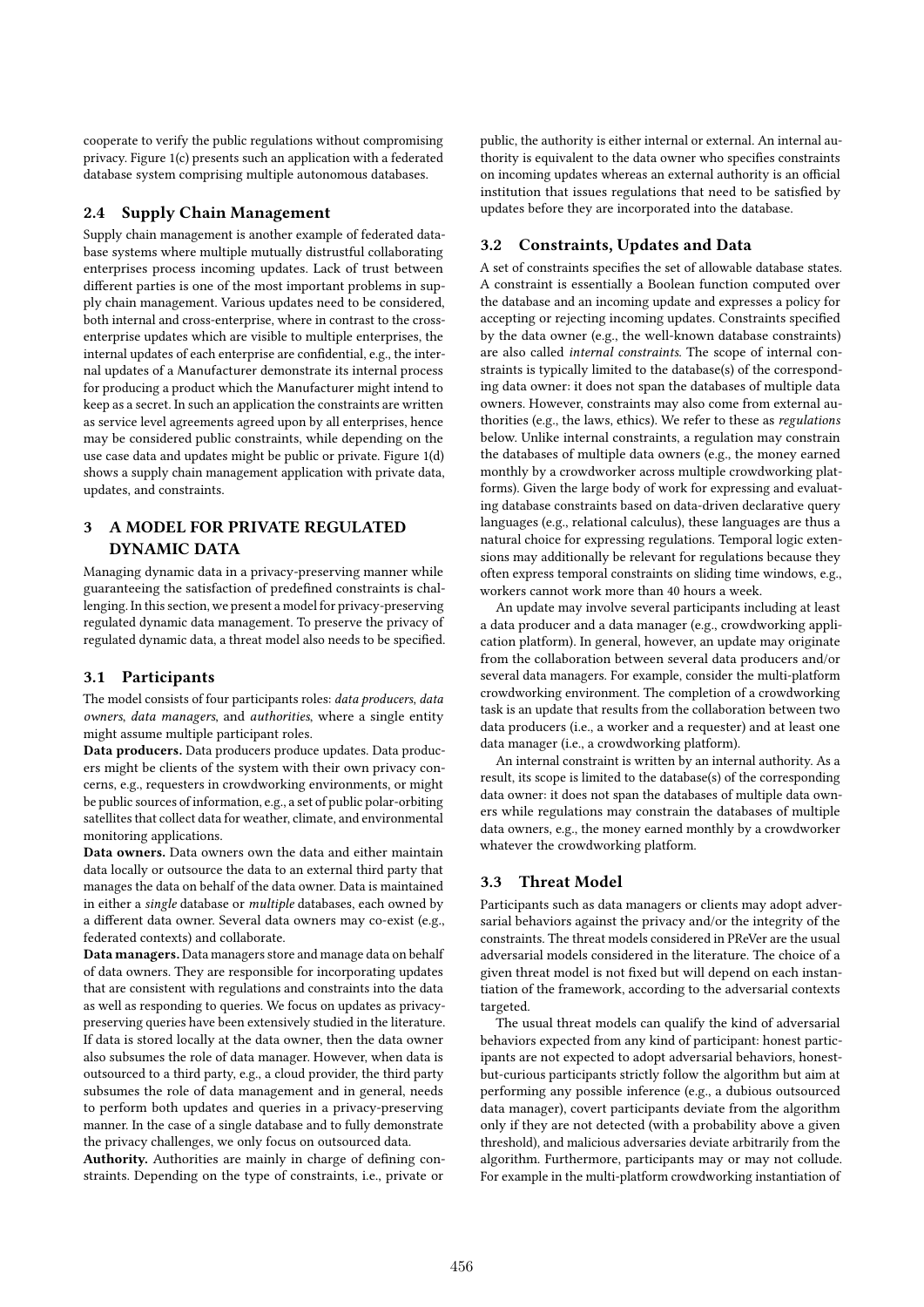cooperate to verify the public regulations without compromising privacy. Figure 1(c) presents such an application with a federated database system comprising multiple autonomous databases.

## 2.4 Supply Chain Management

Supply chain management is another example of federated database systems where multiple mutually distrustful collaborating enterprises process incoming updates. Lack of trust between different parties is one of the most important problems in supply chain management. Various updates need to be considered, both internal and cross-enterprise, where in contrast to the cross-enterprise updates which are visible to multiple enterprises, the internal updates of each enterprise are confidential, e.g., the internal updates of a Manufacturer demonstrate its internal process for producing a product which the Manufacturer might intend to keep as a secret. In such an application the constraints are written as service level agreements agreed upon by all enterprises, hence may be considered public constraints, while depending on the use case data and updates might be public or private. Figure 1(d) shows a supply chain management application with private data, updates, and constraints.

# 3 A MODEL FOR PRIVATE REGULATED DYNAMIC DATA

Managing dynamic data in a privacy-preserving manner while guaranteeing the satisfaction of predefined constraints is challenging. In this section, we present a model for privacy-preserving regulated dynamic data management. To preserve the privacy of regulated dynamic data, a threat model also needs to be specified.

## 3.1 Participants

The model consists of four participants roles: *data producers*, *data owners*, *data managers*, and *authorities*, where a single entity might assume multiple participant roles.

**Data producers.** Data producers produce updates. Data producers might be clients of the system with their own privacy concerns, e.g., requesters in crowdworking environments, or might be public sources of information, e.g., a set of public polar-orbiting satellites that collect data for weather, climate, and environmental monitoring applications.

**Data owners.** Data owners own the data and either maintain data locally or outsource the data to an external third party that manages the data on behalf of the data owner. Data is maintained in either a *single* database or *multiple* databases, each owned by a different data owner. Several data owners may co-exist (e.g., federated contexts) and collaborate.

**Data managers.** Data managers store and manage data on behalf of data owners. They are responsible for incorporating updates that are consistent with regulations and constraints into the data as well as responding to queries. We focus on updates as privacy-preserving queries have been extensively studied in the literature. If data is stored locally at the data owner, then the data owner also subsumes the role of data manager. However, when data is outsourced to a third party, e.g., a cloud provider, the third party subsumes the role of data management and in general, needs to perform both updates and queries in a privacy-preserving manner. In the case of a single database and to fully demonstrate the privacy challenges, we only focus on outsourced data.

**Authority.** Authorities are mainly in charge of defining constraints. Depending on the type of constraints, i.e., private or public, the authority is either internal or external. An internal authority is equivalent to the data owner who specifies constraints on incoming updates whereas an external authority is an official institution that issues regulations that need to be satisfied by updates before they are incorporated into the database.

## 3.2 Constraints, Updates and Data

A set of constraints specifies the set of allowable database states. A constraint is essentially a Boolean function computed over the database and an incoming update and expresses a policy for accepting or rejecting incoming updates. Constraints specified by the data owner (e.g., the well-known database constraints) are also called *internal constraints*. The scope of internal constraints is typically limited to the database(s) of the corresponding data owner: it does not span the databases of multiple data owners. However, constraints may also come from external authorities (e.g., the laws, ethics). We refer to these as *regulations* below. Unlike internal constraints, a regulation may constrain the databases of multiple data owners (e.g., the money earned monthly by a crowdworker across multiple crowdworking platforms). Given the large body of work for expressing and evaluating database constraints based on data-driven declarative query languages (e.g., relational calculus), these languages are thus a natural choice for expressing regulations. Temporal logic extensions may additionally be relevant for regulations because they often express temporal constraints on sliding time windows, e.g., workers cannot work more than 40 hours a week.

An update may involve several participants including at least a data producer and a data manager (e.g., crowdworking application platform). In general, however, an update may originate from the collaboration between several data producers and/or several data managers. For example, consider the multi-platform crowdworking environment. The completion of a crowdworking task is an update that results from the collaboration between two data producers (i.e., a worker and a requester) and at least one data manager (i.e., a crowdworking platform).

An internal constraint is written by an internal authority. As a result, its scope is limited to the database(s) of the corresponding data owner: it does not span the databases of multiple data owners while regulations may constrain the databases of multiple data owners, e.g., the money earned monthly by a crowdworker whatever the crowdworking platform.

## 3.3 Threat Model

Participants such as data managers or clients may adopt adversarial behaviors against the privacy and/or the integrity of the constraints. The threat models considered in PReVer are the usual adversarial models considered in the literature. The choice of a given threat model is not fixed but will depend on each instantiation of the framework, according to the adversarial contexts targeted.

The usual threat models can qualify the kind of adversarial behaviors expected from any kind of participant: honest participants are not expected to adopt adversarial behaviors, honest-but-curious participants strictly follow the algorithm but aim at performing any possible inference (e.g., a dubious outsourced data manager), covert participants deviate from the algorithm only if they are not detected (with a probability above a given threshold), and malicious adversaries deviate arbitrarily from the algorithm. Furthermore, participants may or may not collude. For example in the multi-platform crowdworking instantiation of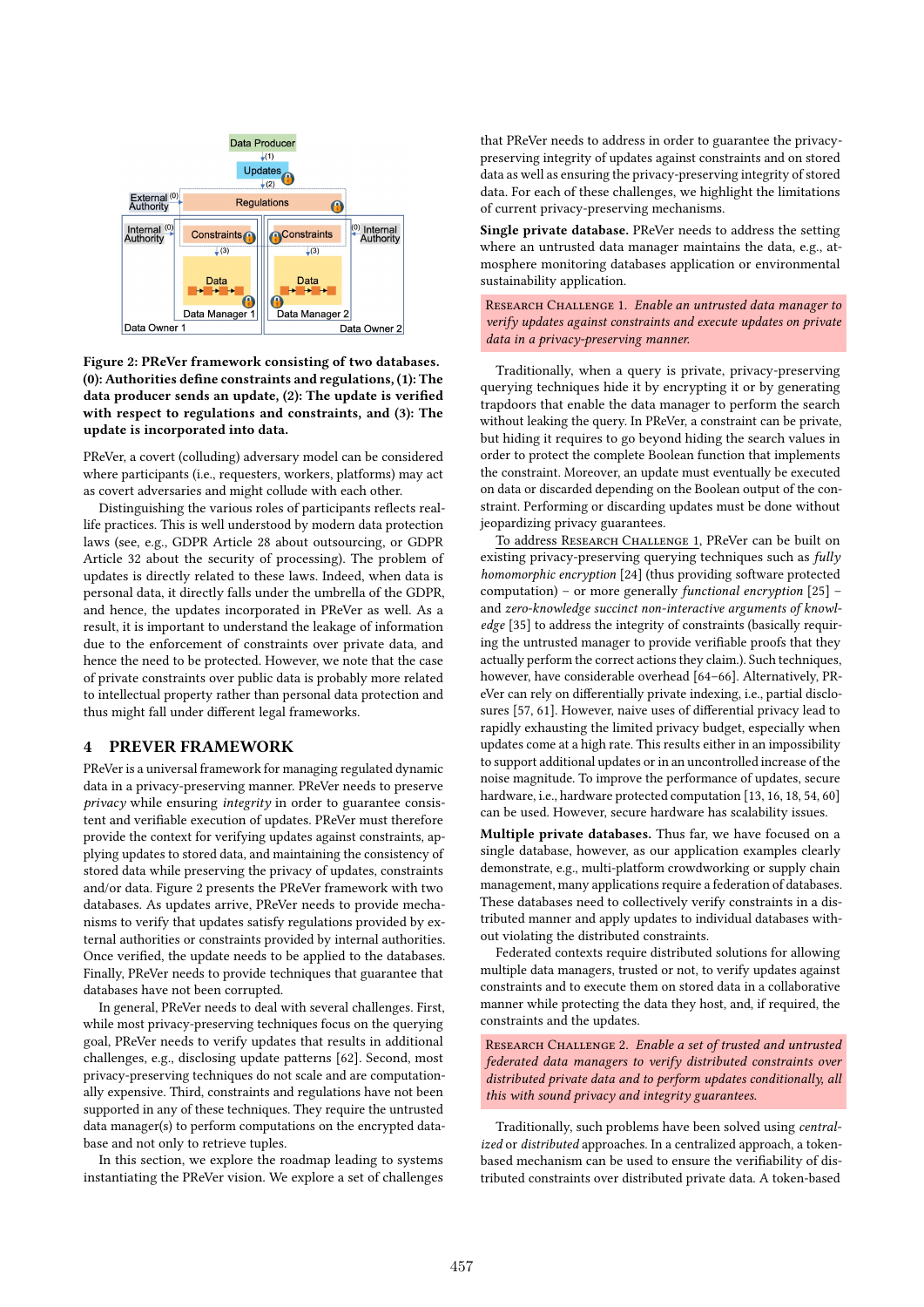**Figure 2: PReVer framework consisting of two databases. (0): Authorities define constraints and regulations, (1): The data producer sends an update, (2): The update is verified with respect to regulations and constraints, and (3): The update is incorporated into data.**

PReVer, a covert (colluding) adversary model can be considered where participants (i.e., requesters, workers, platforms) may act as covert adversaries and might collude with each other.

Distinguishing the various roles of participants reflects real-life practices. This is well understood by modern data protection laws (see, e.g., GDPR Article 28 about outsourcing, or GDPR Article 32 about the security of processing). The problem of updates is directly related to these laws. Indeed, when data is personal data, it directly falls under the umbrella of the GDPR, and hence, the updates incorporated in PReVer as well. As a result, it is important to understand the leakage of information due to the enforcement of constraints over private data, and hence the need to be protected. However, we note that the case of private constraints over public data is probably more related to intellectual property rather than personal data protection and thus might fall under different legal frameworks.

## 4 PREVER FRAMEWORK

PReVer is a universal framework for managing regulated dynamic data in a privacy-preserving manner. PReVer needs to preserve *privacy* while ensuring *integrity* in order to guarantee consistent and verifiable execution of updates. PReVer must therefore provide the context for verifying updates against constraints, applying updates to stored data, and maintaining the consistency of stored data while preserving the privacy of updates, constraints and/or data. Figure 2 presents the PReVer framework with two databases. As updates arrive, PReVer needs to provide mechanisms to verify that updates satisfy regulations provided by external authorities or constraints provided by internal authorities. Once verified, the update needs to be applied to the databases. Finally, PReVer needs to provide techniques that guarantee that databases have not been corrupted.

In general, PReVer needs to deal with several challenges. First, while most privacy-preserving techniques focus on the querying goal, PReVer needs to verify updates that results in additional challenges, e.g., disclosing update patterns [62]. Second, most privacy-preserving techniques do not scale and are computationally expensive. Third, constraints and regulations have not been supported in any of these techniques. They require the untrusted data manager(s) to perform computations on the encrypted database and not only to retrieve tuples.

In this section, we explore the roadmap leading to systems instantiating the PReVer vision. We explore a set of challenges that PReVer needs to address in order to guarantee the privacy-preserving integrity of updates against constraints and on stored data as well as ensuring the privacy-preserving integrity of stored data. For each of these challenges, we highlight the limitations of current privacy-preserving mechanisms.

**Single private database.** PReVer needs to address the setting where an untrusted data manager maintains the data, e.g., atmosphere monitoring databases application or environmental sustainability application.

Research Challenge 1. *Enable an untrusted data manager to verify updates against constraints and execute updates on private data in a privacy-preserving manner.*

Traditionally, when a query is private, privacy-preserving querying techniques hide it by encrypting it or by generating trapdoors that enable the data manager to perform the search without leaking the query. In PReVer, a constraint can be private, but hiding it requires to go beyond hiding the search values in order to protect the complete Boolean function that implements the constraint. Moreover, an update must eventually be executed on data or discarded depending on the Boolean output of the constraint. Performing or discarding updates must be done without jeopardizing privacy guarantees.

To address Research Challenge 1, PReVer can be built on existing privacy-preserving querying techniques such as *fully homomorphic encryption* [24] (thus providing software protected computation) – or more generally *functional encryption* [25] – and *zero-knowledge succinct non-interactive arguments of knowledge* [35] to address the integrity of constraints (basically requiring the untrusted manager to provide verifiable proofs that they actually perform the correct actions they claim.). Such techniques, however, have considerable overhead [64–66]. Alternatively, PReVer can rely on differentially private indexing, i.e., partial disclosures [57, 61]. However, naive uses of differential privacy lead to rapidly exhausting the limited privacy budget, especially when updates come at a high rate. This results either in an impossibility to support additional updates or in an uncontrolled increase of the noise magnitude. To improve the performance of updates, secure hardware, i.e., hardware protected computation [13, 16, 18, 54, 60] can be used. However, secure hardware has scalability issues.

**Multiple private databases.** Thus far, we have focused on a single database, however, as our application examples clearly demonstrate, e.g., multi-platform crowdworking or supply chain management, many applications require a federation of databases. These databases need to collectively verify constraints in a distributed manner and apply updates to individual databases without violating the distributed constraints.

Federated contexts require distributed solutions for allowing multiple data managers, trusted or not, to verify updates against constraints and to execute them on stored data in a collaborative manner while protecting the data they host, and, if required, the constraints and the updates.

Research Challenge 2. *Enable a set of trusted and untrusted federated data managers to verify distributed constraints over distributed private data and to perform updates conditionally, all this with sound privacy and integrity guarantees.*

Traditionally, such problems have been solved using *centralized* or *distributed* approaches. In a centralized approach, a token-based mechanism can be used to ensure the verifiability of distributed constraints over distributed private data. A token-based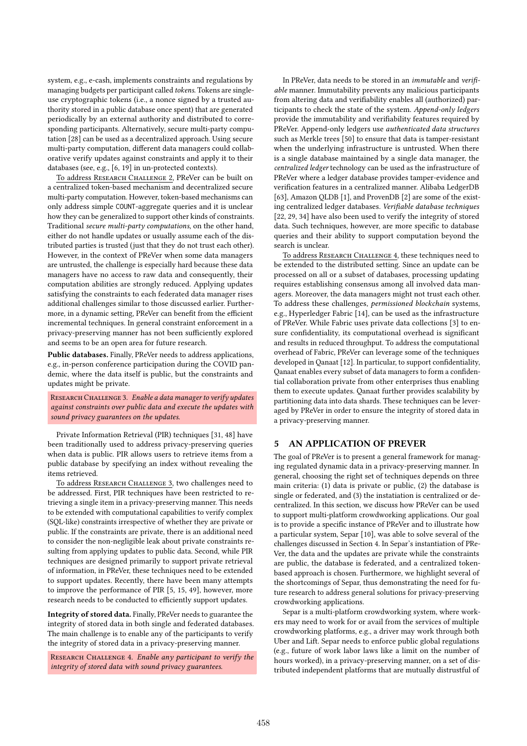system, e.g., e-cash, implements constraints and regulations by managing budgets per participant called *tokens*. Tokens are single-use cryptographic tokens (i.e., a nonce signed by a trusted authority stored in a public database once spent) that are generated periodically by an external authority and distributed to corresponding participants. Alternatively, secure multi-party computation [28] can be used as a decentralized approach. Using secure multi-party computation, different data managers could collaborative verify updates against constraints and apply it to their databases (see, e.g., [6, 19] in un-protected contexts).

To address Research Challenge 2, PReVer can be built on a centralized token-based mechanism and decentralized secure multi-party computation. However, token-based mechanisms can only address simple COUNT-aggregate queries and it is unclear how they can be generalized to support other kinds of constraints. Traditional *secure multi-party computations*, on the other hand, either do not handle updates or usually assume each of the distributed parties is trusted (just that they do not trust each other). However, in the context of PReVer when some data managers are untrusted, the challenge is especially hard because these data managers have no access to raw data and consequently, their computation abilities are strongly reduced. Applying updates satisfying the constraints to each federated data manager rises additional challenges similar to those discussed earlier. Furthermore, in a dynamic setting, PReVer can benefit from the efficient incremental techniques. In general constraint enforcement in a privacy-preserving manner has not been sufficiently explored and seems to be an open area for future research.

**Public databases.** Finally, PReVer needs to address applications, e.g., in-person conference participation during the COVID pandemic, where the data itself is public, but the constraints and updates might be private.

Research Challenge 3. *Enable a data manager to verify updates against constraints over public data and execute the updates with sound privacy guarantees on the updates.*

Private Information Retrieval (PIR) techniques [31, 48] have been traditionally used to address privacy-preserving queries when data is public. PIR allows users to retrieve items from a public database by specifying an index without revealing the items retrieved.

To address Research Challenge 3, two challenges need to be addressed. First, PIR techniques have been restricted to retrieving a single item in a privacy-preserving manner. This needs to be extended with computational capabilities to verify complex (SQL-like) constraints irrespective of whether they are private or public. If the constraints are private, there is an additional need to consider the non-negligible leak about private constraints resulting from applying updates to public data. Second, while PIR techniques are designed primarily to support private retrieval of information, in PReVer, these techniques need to be extended to support updates. Recently, there have been many attempts to improve the performance of PIR [5, 15, 49], however, more research needs to be conducted to efficiently support updates.

**Integrity of stored data.** Finally, PReVer needs to guarantee the integrity of stored data in both single and federated databases. The main challenge is to enable any of the participants to verify the integrity of stored data in a privacy-preserving manner.

Research Challenge 4. *Enable any participant to verify the integrity of stored data with sound privacy guarantees.*

In PReVer, data needs to be stored in an *immutable* and *verifiable* manner. Immutability prevents any malicious participants from altering data and verifiability enables all (authorized) participants to check the state of the system. *Append-only ledgers* provide the immutability and verifiability features required by PReVer. Append-only ledgers use *authenticated data structures* such as Merkle trees [50] to ensure that data is tamper-resistant when the underlying infrastructure is untrusted. When there is a single database maintained by a single data manager, the *centralized ledger* technology can be used as the infrastructure of PReVer where a ledger database provides tamper-evidence and verification features in a centralized manner. Alibaba LedgerDB [63], Amazon QLDB [1], and ProvenDB [2] are some of the existing centralized ledger databases. *Verifiable database techniques* [22, 29, 34] have also been used to verify the integrity of stored data. Such techniques, however, are more specific to database queries and their ability to support computation beyond the search is unclear.

To address Research Challenge 4, these techniques need to be extended to the distributed setting. Since an update can be processed on all or a subset of databases, processing updating requires establishing consensus among all involved data managers. Moreover, the data managers might not trust each other. To address these challenges, *permissioned blockchain* systems, e.g., Hyperledger Fabric [14], can be used as the infrastructure of PReVer. While Fabric uses private data collections [3] to ensure confidentiality, its computational overhead is significant and results in reduced throughput. To address the computational overhead of Fabric, PReVer can leverage some of the techniques developed in Qanaat [12]. In particular, to support confidentiality, Qanaat enables every subset of data managers to form a confidential collaboration private from other enterprises thus enabling them to execute updates. Qanaat further provides scalability by partitioning data into data shards. These techniques can be leveraged by PReVer in order to ensure the integrity of stored data in a privacy-preserving manner.

## 5 AN APPLICATION OF PREVER

The goal of PReVer is to present a general framework for managing regulated dynamic data in a privacy-preserving manner. In general, choosing the right set of techniques depends on three main criteria: (1) data is private or public, (2) the database is single or federated, and (3) the instatiation is centralized or decentralized. In this section, we discuss how PReVer can be used to support multi-platform crowdworking applications. Our goal is to provide a specific instance of PReVer and to illustrate how a particular system, Separ [10], was able to solve several of the challenges discussed in Section 4. In Separ's instantiation of PReVer, the data and the updates are private while the constraints are public, the database is federated, and a centralized token-based approach is chosen. Furthermore, we highlight several of the shortcomings of Separ, thus demonstrating the need for future research to address general solutions for privacy-preserving crowdworking applications.

Separ is a multi-platform crowdworking system, where workers may need to work for or avail from the services of multiple crowdworking platforms, e.g., a driver may work through both Uber and Lift. Separ needs to enforce public global regulations (e.g., future of work labor laws like a limit on the number of hours worked), in a privacy-preserving manner, on a set of distributed independent platforms that are mutually distrustful of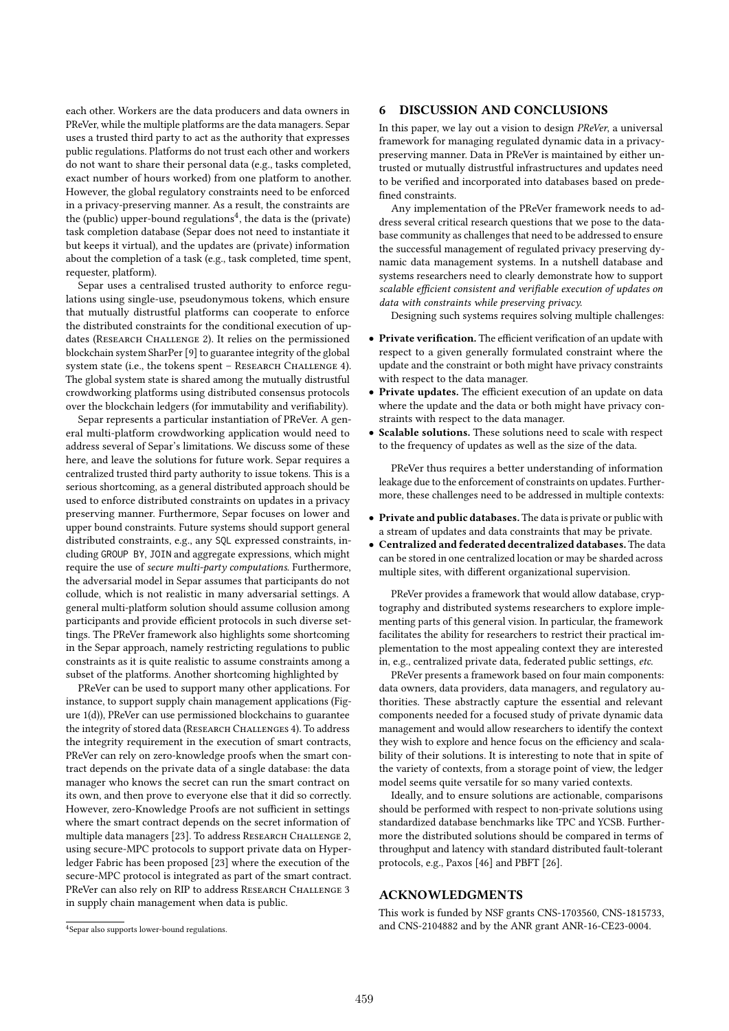each other. Workers are the data producers and data owners in PReVer, while the multiple platforms are the data managers. Separ uses a trusted third party to act as the authority that expresses public regulations. Platforms do not trust each other and workers do not want to share their personal data (e.g., tasks completed, exact number of hours worked) from one platform to another. However, the global regulatory constraints need to be enforced in a privacy-preserving manner. As a result, the constraints are the (public) upper-bound regulations[4], the data is the (private) task completion database (Separ does not need to instantiate it but keeps it virtual), and the updates are (private) information about the completion of a task (e.g., task completed, time spent, requester, platform).

Separ uses a centralised trusted authority to enforce regulations using single-use, pseudonymous tokens, which ensure that mutually distrustful platforms can cooperate to enforce the distributed constraints for the conditional execution of updates (Research Challenge 2). It relies on the permissioned blockchain system SharPer [9] to guarantee integrity of the global system state (i.e., the tokens spent – Research Challenge 4). The global system state is shared among the mutually distrustful crowdworking platforms using distributed consensus protocols over the blockchain ledgers (for immutability and verifiability).

Separ represents a particular instantiation of PReVer. A general multi-platform crowdworking application would need to address several of Separ's limitations. We discuss some of these here, and leave the solutions for future work. Separ requires a centralized trusted third party authority to issue tokens. This is a serious shortcoming, as a general distributed approach should be used to enforce distributed constraints on updates in a privacy preserving manner. Furthermore, Separ focuses on lower and upper bound constraints. Future systems should support general distributed constraints, e.g., any SQL expressed constraints, including GROUP BY, JOIN and aggregate expressions, which might require the use of *secure multi-party computations.* Furthermore, the adversarial model in Separ assumes that participants do not collude, which is not realistic in many adversarial settings. A general multi-platform solution should assume collusion among participants and provide efficient protocols in such diverse settings. The PReVer framework also highlights some shortcoming in the Separ approach, namely restricting regulations to public constraints as it is quite realistic to assume constraints among a subset of the platforms. Another shortcoming highlighted by

PReVer can be used to support many other applications. For instance, to support supply chain management applications (Figure 1(d)), PReVer can use permissioned blockchains to guarantee the integrity of stored data (Research Challenges 4). To address the integrity requirement in the execution of smart contracts, PReVer can rely on zero-knowledge proofs when the smart contract depends on the private data of a single database: the data manager who knows the secret can run the smart contract on its own, and then prove to everyone else that it did so correctly. However, zero-Knowledge Proofs are not sufficient in settings where the smart contract depends on the secret information of multiple data managers [23]. To address Research Challenge 2, using secure-MPC protocols to support private data on Hyperledger Fabric has been proposed [23] where the execution of the secure-MPC protocol is integrated as part of the smart contract. PReVer can also rely on RIP to address Research Challenge 3 in supply chain management when data is public.

[4] Separ also supports lower-bound regulations.

## 6 DISCUSSION AND CONCLUSIONS

In this paper, we lay out a vision to design *PReVer*, a universal framework for managing regulated dynamic data in a privacy-preserving manner. Data in PReVer is maintained by either untrusted or mutually distrustful infrastructures and updates need to be verified and incorporated into databases based on predefined constraints.

Any implementation of the PReVer framework needs to address several critical research questions that we pose to the database community as challenges that need to be addressed to ensure the successful management of regulated privacy preserving dynamic data management systems. In a nutshell database and systems researchers need to clearly demonstrate how to support *scalable efficient consistent and verifiable execution of updates on data with constraints while preserving privacy.*

Designing such systems requires solving multiple challenges:

- **Private verification.** The efficient verification of an update with respect to a given generally formulated constraint where the update and the constraint or both might have privacy constraints with respect to the data manager.
- **Private updates.** The efficient execution of an update on data where the update and the data or both might have privacy constraints with respect to the data manager.
- **Scalable solutions.** These solutions need to scale with respect to the frequency of updates as well as the size of the data.

PReVer thus requires a better understanding of information leakage due to the enforcement of constraints on updates. Furthermore, these challenges need to be addressed in multiple contexts:

- **Private and public databases.** The data is private or public with a stream of updates and data constraints that may be private.
- **Centralized and federated decentralized databases.** The data can be stored in one centralized location or may be sharded across multiple sites, with different organizational supervision.

PReVer provides a framework that would allow database, cryptography and distributed systems researchers to explore implementing parts of this general vision. In particular, the framework facilitates the ability for researchers to restrict their practical implementation to the most appealing context they are interested in, e.g., centralized private data, federated public settings, *etc.*

PReVer presents a framework based on four main components: data owners, data providers, data managers, and regulatory authorities. These abstractly capture the essential and relevant components needed for a focused study of private dynamic data management and would allow researchers to identify the context they wish to explore and hence focus on the efficiency and scalability of their solutions. It is interesting to note that in spite of the variety of contexts, from a storage point of view, the ledger model seems quite versatile for so many varied contexts.

Ideally, and to ensure solutions are actionable, comparisons should be performed with respect to non-private solutions using standardized database benchmarks like TPC and YCSB. Furthermore the distributed solutions should be compared in terms of throughput and latency with standard distributed fault-tolerant protocols, e.g., Paxos [46] and PBFT [26].

## ACKNOWLEDGMENTS

This work is funded by NSF grants CNS-1703560, CNS-1815733, and CNS-2104882 and by the ANR grant ANR-16-CE23-0004.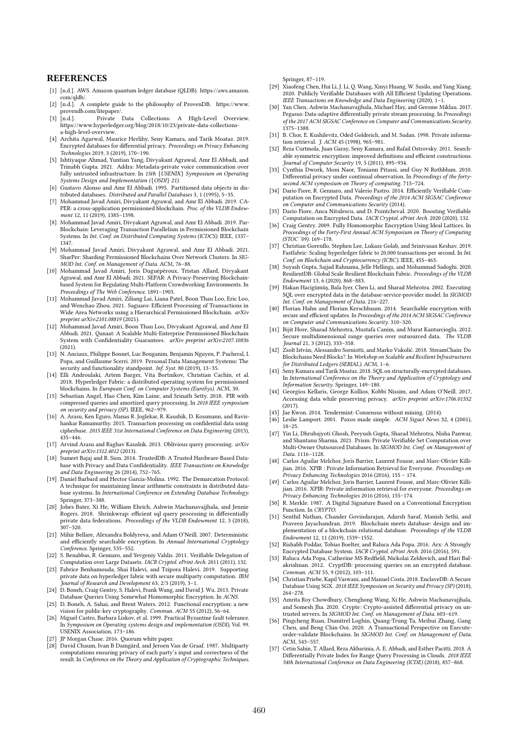## REFERENCES

- [1] [n.d.]. AWS. Amazon quantum ledger database (QLDB). https://aws.amazon.com/qldb/.
- [2] [n.d.]. A complete guide to the philosophy of ProvenDB. https://www.provendb.com/litepaper/.
- [3] [n.d.]. Private Data Collections: A High-Level Overview. https://www.hyperledger.org/blog/2018/10/23/private-data-collections-a-high-level-overview.
- [4] Archita Agarwal, Maurice Herlihy, Seny Kamara, and Tarik Moataz. 2019. Encrypted databases for differential privacy. *Proceedings on Privacy Enhancing Technologies* 2019, 3 (2019), 170–190.
- [5] Ishtiyaque Ahmad, Yuntian Yang, Divyakant Agrawal, Amr El Abbadi, and Trinabh Gupta. 2021. Addra: Metadata-private voice communication over fully untrusted infrastructure. In *15th {USENIX} Symposium on Operating Systems Design and Implementation ({OSDI} 21)*.
- [6] Gustavo Alonso and Amr El Abbadi. 1995. Partitioned data objects in distributed databases. *Distributed and Parallel Databases* 3, 1 (1995), 5–35.
- [7] Mohammad Javad Amiri, Divyakant Agrawal, and Amr El Abbadi. 2019. CAPER: a cross-application permissioned blockchain. *Proc. of the VLDB Endowment* 12, 11 (2019), 1385–1398.
- [8] Mohammad Javad Amiri, Divyakant Agrawal, and Amr El Abbadi. 2019. ParBlockchain: Leveraging Transaction Parallelism in Permissioned Blockchain Systems. In *Int. Conf. on Distributed Computing Systems (ICDCS)*. IEEE, 1337–1347.
- [9] Mohammad Javad Amiri, Divyakant Agrawal, and Amr El Abbadi. 2021. SharPer: Sharding Permissioned Blockchains Over Network Clusters. In *SIGMOD Int. Conf. on Management of Data*. ACM, 76–88.
- [10] Mohammad Javad Amiri, Joris Duguépéroux, Tristan Allard, Divyakant Agrawal, and Amr El Abbadi. 2021. SEPAR: A Privacy-Preserving Blockchain-based System for Regulating Multi-Platform Crowdworking Environments. In *Proceedings of The Web Conference*. 1891–1903.
- [11] Mohammad Javad Amiri, Ziliang Lai, Liana Patel, Boon Thau Loo, Eric Loo, and Wenchao Zhou. 2021. Saguaro: Efficient Processing of Transactions in Wide Area Networks using a Hierarchical Permissioned Blockchain. *arXiv preprint arXiv:2101.08819* (2021).
- [12] Mohammad Javad Amiri, Boon Thau Loo, Divyakant Agrawal, and Amr El Abbadi. 2021. Qanaat: A Scalable Multi-Enterprise Permissioned Blockchain System with Confidentiality Guarantees. *arXiv preprint arXiv:2107.10836* (2021).
- [13] N. Anciaux, Philippe Bonnet, Luc Bouganim, Benjamin Nguyen, P. Pucheral, I. Popa, and Guillaume Scerri. 2019. Personal Data Management Systems: The security and functionality standpoint. *Inf. Syst.* 80 (2019), 13–35.
- [14] Elli Androulaki, Artem Barger, Vita Bortnikov, Christian Cachin, et al. 2018. Hyperledger Fabric: a distributed operating system for permissioned blockchains. In *European Conf. on Computer Systems (EuroSys)*. ACM, 30.
- [15] Sebastian Angel, Hao Chen, Kim Laine, and Srinath Setty. 2018. PIR with compressed queries and amortized query processing. In *2018 IEEE symposium on security and privacy (SP)*. IEEE, 962–979.
- [16] A. Arasu, Ken Eguro, Manas R. Joglekar, R. Kaushik, D. Kossmann, and Ravishankar Ramamurthy. 2015. Transaction processing on confidential data using cipherbase. *2015 IEEE 31st International Conference on Data Engineering* (2015), 435–446.
- [17] Arvind Arasu and Raghav Kaushik. 2013. Oblivious query processing. *arXiv preprint arXiv:1312.4012* (2013).
- [18] Sumeet Bajaj and R. Sion. 2014. TrustedDB: A Trusted Hardware-Based Database with Privacy and Data Confidentiality. *IEEE Transactions on Knowledge and Data Engineering* 26 (2014), 752–765.
- [19] Daniel Barbará and Hector Garcia-Molina. 1992. The Demarcation Protocol: A technique for maintaining linear arithmetic constraints in distributed database systems. In *International Conference on Extending Database Technology*. Springer, 373–388.
- [20] Johes Bater, Xi He, William Ehrich, Ashwin Machanavajjhala, and Jennie Rogers. 2018. Shrinkwrap: efficient sql query processing in differentially private data federations. *Proceedings of the VLDB Endowment* 12, 3 (2018), 307–320.
- [21] Mihir Bellare, Alexandra Boldyreva, and Adam O'Neill. 2007. Deterministic and efficiently searchable encryption. In *Annual International Cryptology Conference*. Springer, 535–552.
- [22] S. Benabbas, R. Gennaro, and Yevgeniy Vahlis. 2011. Verifiable Delegation of Computation over Large Datasets. *IACR Cryptol. ePrint Arch.* 2011 (2011), 132.
- [23] Fabrice Benhamouda, Shai Halevi, and Tzipora Halevi. 2019. Supporting private data on hyperledger fabric with secure multiparty computation. *IBM Journal of Research and Development* 63, 2/3 (2019), 3–1.
- [24] D. Boneh, Craig Gentry, S. Halevi, Frank Wang, and David J. Wu. 2013. Private Database Queries Using Somewhat Homomorphic Encryption. In *ACNS*.
- [25] D. Boneh, A. Sahai, and Brent Waters. 2012. Functional encryption: a new vision for public-key cryptography. *Commun. ACM* 55 (2012), 56–64.
- [26] Miguel Castro, Barbara Liskov, et al. 1999. Practical Byzantine fault tolerance. In *Symposium on Operating systems design and implementation (OSDI)*, Vol. 99. USENIX Association, 173–186.
- [27] JP Morgan Chase. 2016. Quorum white paper.
- [28] David Chaum, Ivan B Damgård, and Jeroen Van de Graaf. 1987. Multiparty computations ensuring privacy of each party's input and correctness of the result. In *Conference on the Theory and Application of Cryptographic Techniques*. Springer, 87–119.
- [29] Xiaofeng Chen, Hui Li, J. Li, Q. Wang, Xinyi Huang, W. Susilo, and Yang Xiang. 2020. Publicly Verifiable Databases with All Efficient Updating Operations. *IEEE Transactions on Knowledge and Data Engineering* (2020), 1–1.
- [30] Yan Chen, Ashwin Machanavajjhala, Michael Hay, and Gerome Miklau. 2017. Pegasus: Data-adaptive differentially private stream processing. In *Proceedings of the 2017 ACM SIGSAC Conference on Computer and Communications Security*. 1375–1388.
- [31] B. Chor, E. Kushilevitz, Oded Goldreich, and M. Sudan. 1998. Private information retrieval. *J. ACM* 45 (1998), 965–981.
- [32] Reza Curtmola, Juan Garay, Seny Kamara, and Rafail Ostrovsky. 2011. Searchable symmetric encryption: improved definitions and efficient constructions. *Journal of Computer Security* 19, 5 (2011), 895–934.
- [33] Cynthia Dwork, Moni Naor, Toniann Pitassi, and Guy N Rothblum. 2010. Differential privacy under continual observation. In *Proceedings of the forty-second ACM symposium on Theory of computing*. 715–724.
- [34] Dario Fiore, R. Gennaro, and Valerio Pastro. 2014. Efficiently Verifiable Computation on Encrypted Data. *Proceedings of the 2014 ACM SIGSAC Conference on Computer and Communications Security* (2014).
- [35] Dario Fiore, Anca Nitulescu, and D. Pointcheval. 2020. Boosting Verifiable Computation on Encrypted Data. *IACR Cryptol. ePrint Arch.* 2020 (2020), 132.
- [36] Craig Gentry. 2009. Fully Homomorphic Encryption Using Ideal Lattices. In *Proceedings of the Forty-First Annual ACM Symposium on Theory of Computing (STOC '09)*. 169–178.
- [37] Christian Gorenflo, Stephen Lee, Lukasz Golab, and Srinivasan Keshav. 2019. Fastfabric: Scaling hyperledger fabric to 20,000 transactions per second. In *Int. Conf. on Blockchain and Cryptocurrency (ICBC)*. IEEE, 455–463.
- [38] Suyash Gupta, Sajjad Rahnama, Jelle Hellings, and Mohammad Sadoghi. 2020. ResilientDB: Global Scale Resilient Blockchain Fabric. *Proceedings of the VLDB Endowment* 13, 6 (2020), 868–883.
- [39] Hakan Hacigümüş, Bala Iyer, Chen Li, and Sharad Mehrotra. 2002. Executing SQL over encrypted data in the database-service-provider model. In *SIGMOD Int. Conf. on Management of Data*. 216–227.
- [40] Florian Hahn and Florian Kerschbaum. 2014. Searchable encryption with secure and efficient updates. In *Proceedings of the 2014 ACM SIGSAC Conference on Computer and Communications Security*. 310–320.
- [41] Bijit Hore, Sharad Mehrotra, Mustafa Canim, and Murat Kantarcioglu. 2012. Secure multidimensional range queries over outsourced data. *The VLDB Journal* 21, 3 (2012), 333–358.
- [42] Zsolt István, Alessandro Sorniotti, and Marko Vukolić. 2018. StreamChain: Do Blockchains Need Blocks?. In *Workshop on Scalable and Resilient Infrastructures for Distributed Ledgers (SERIAL)*. ACM, 1–6.
- [43] Seny Kamara and Tarik Moataz. 2018. SQL on structurally-encrypted databases. In *International Conference on the Theory and Application of Cryptology and Information Security*. Springer, 149–180.
- [44] Georgios Kellaris, George Kollios, Kobbi Nissim, and Adam O'Neill. 2017. Accessing data while preserving privacy. *arXiv preprint arXiv:1706.01552* (2017).
- [45] Jae Kwon. 2014. Tendermint: Consensus without mining. (2014).
- [46] Leslie Lamport. 2001. Paxos made simple. *ACM Sigact News* 32, 4 (2001), 18–25.
- [47] Yin Li, Dhrubajyoti Ghosh, Peeyush Gupta, Sharad Mehrotra, Nisha Panwar, and Shantanu Sharma. 2021. Prism: Private Verifiable Set Computation over Multi-Owner Outsourced Databases. In *SIGMOD Int. Conf. on Management of Data*. 1116–1128.
- [48] Carlos Aguilar Melchor, Joris Barrier, Laurent Fousse, and Marc-Olivier Killijian. 2016. XPIR : Private Information Retrieval for Everyone. *Proceedings on Privacy Enhancing Technologies* 2016 (2016), 155 – 174.
- [49] Carlos Aguilar Melchor, Joris Barrier, Laurent Fousse, and Marc-Olivier Killijian. 2016. XPIR: Private information retrieval for everyone. *Proceedings on Privacy Enhancing Technologies* 2016 (2016), 155–174.
- [50] R. Merkle. 1987. A Digital Signature Based on a Conventional Encryption Function. In *CRYPTO*.
- [51] Senthil Nathan, Chander Govindarajan, Adarsh Saraf, Manish Sethi, and Praveen Jayachandran. 2019. Blockchain meets database: design and implementation of a blockchain relational database. *Proceedings of the VLDB Endowment* 12, 11 (2019), 1539–1552.
- [52] Rishabh Poddar, Tobias Boelter, and Raluca Ada Popa. 2016. Arx: A Strongly Encrypted Database System. *IACR Cryptol. ePrint Arch.* 2016 (2016), 591.
- [53] Raluca Ada Popa, Catherine MS Redfield, Nickolai Zeldovich, and Hari Balakrishnan. 2012. CryptDB: processing queries on an encrypted database. *Commun. ACM* 55, 9 (2012), 103–111.
- [54] Christian Priebe, Kapil Vaswani, and Manuel Costa. 2018. EnclaveDB: A Secure Database Using SGX. *2018 IEEE Symposium on Security and Privacy (SP)* (2018), 264–278.
- [55] Amrita Roy Chowdhury, Chenghong Wang, Xi He, Ashwin Machanavajjhala, and Somesh Jha. 2020. Cryptε: Crypto-assisted differential privacy on untrusted servers. In *SIGMOD Int. Conf. on Management of Data*. 603–619.
- [56] Pingcheng Ruan, Dumitrel Loghin, Quang-Trung Ta, Meihui Zhang, Gang Chen, and Beng Chin Ooi. 2020. A Transactional Perspective on Execute-order-validate Blockchains. In *SIGMOD Int. Conf. on Management of Data*. ACM, 543–557.
- [57] Cetin Sahin, T. Allard, Reza Akbarinia, A. E. Abbadi, and Esther Pacitti. 2018. A Differentially Private Index for Range Query Processing in Clouds. *2018 IEEE 34th International Conference on Data Engineering (ICDE)* (2018), 857–868.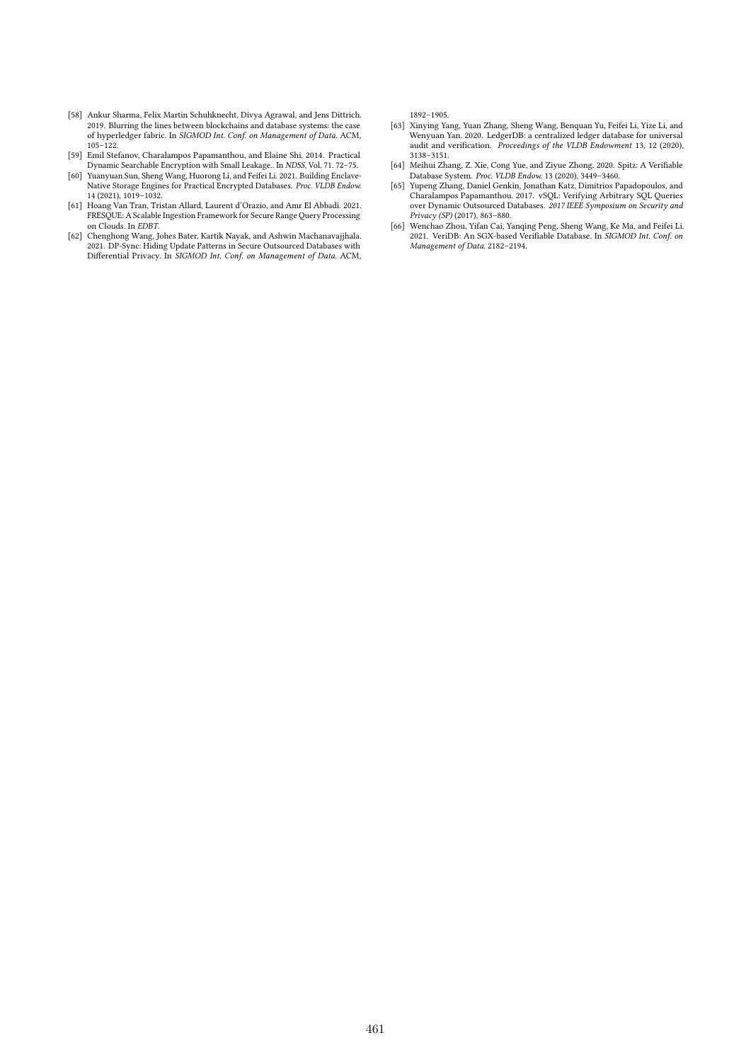[58] Ankur Sharma, Felix Martin Schuhknecht, Divya Agrawal, and Jens Dittrich. 2019. Blurring the lines between blockchains and database systems: the case of hyperledger fabric. In *SIGMOD Int. Conf. on Management of Data*. ACM, 105–122.

[59] Emil Stefanov, Charalampos Papamanthou, and Elaine Shi. 2014. Practical Dynamic Searchable Encryption with Small Leakage.. In *NDSS*, Vol. 71. 72–75.

[60] Yuanyuan Sun, Sheng Wang, Huorong Li, and Feifei Li. 2021. Building Enclave-Native Storage Engines for Practical Encrypted Databases. *Proc. VLDB Endow.* 14 (2021), 1019–1032.

[61] Hoang Van Tran, Tristan Allard, Laurent d'Orazio, and Amr El Abbadi. 2021. FRESQUE: A Scalable Ingestion Framework for Secure Range Query Processing on Clouds. In *EDBT*.

[62] Chenghong Wang, Johes Bater, Kartik Nayak, and Ashwin Machanavajjhala. 2021. DP-Sync: Hiding Update Patterns in Secure Outsourced Databases with Differential Privacy. In *SIGMOD Int. Conf. on Management of Data*. ACM, 1892–1905.

[63] Xinying Yang, Yuan Zhang, Sheng Wang, Benquan Yu, Feifei Li, Yize Li, and Wenyuan Yan. 2020. LedgerDB: a centralized ledger database for universal audit and verification. *Proceedings of the VLDB Endowment* 13, 12 (2020), 3138–3151.

[64] Meihui Zhang, Z. Xie, Cong Yue, and Ziyue Zhong. 2020. Spitz: A Verifiable Database System. *Proc. VLDB Endow.* 13 (2020), 3449–3460.

[65] Yupeng Zhang, Daniel Genkin, Jonathan Katz, Dimitrios Papadopoulos, and Charalampos Papamanthou. 2017. vSQL: Verifying Arbitrary SQL Queries over Dynamic Outsourced Databases. *2017 IEEE Symposium on Security and Privacy (SP)* (2017), 863–880.

[66] Wenchao Zhou, Yifan Cai, Yanqing Peng, Sheng Wang, Ke Ma, and Feifei Li. 2021. VeriDB: An SGX-based Verifiable Database. In *SIGMOD Int. Conf. on Management of Data*. 2182–2194.